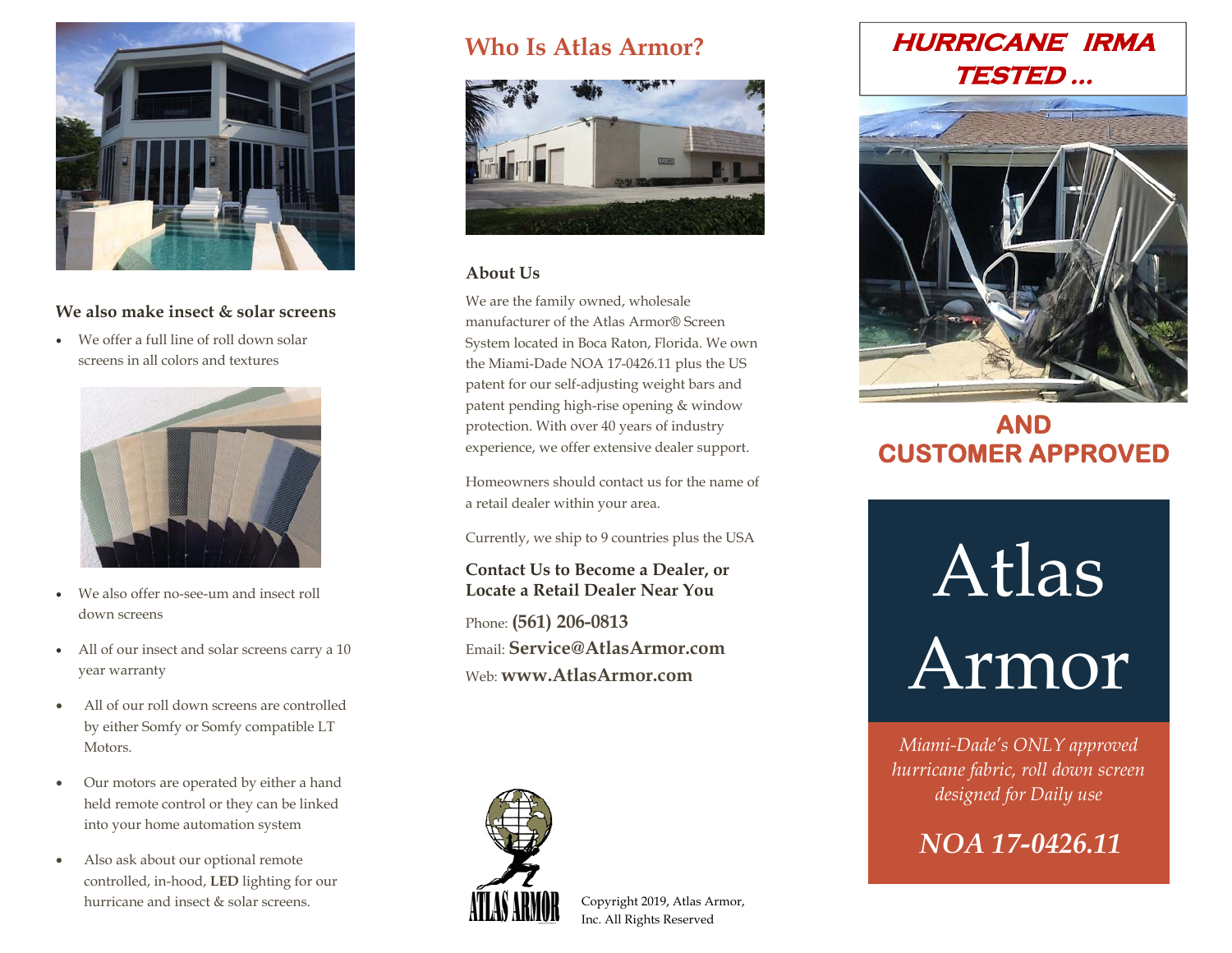### We also make insect & solar screens

- We offer a full line of roll down solar screens in all colors and textures
- We also offer no-see-um and insect roll down screens
- All of our insect and solar screens carry a 10 year warranty
- All of our roll down screens are controlled by either Somfy or Somfy compatible LT Motors.
- Our motors are operated by either a hand held remote control or they can be linked into your home automation system
- Also ask about our optional remote controlled, in-hood, **LED** lighting for our hurricane and insect & solar screens.

## Who Is Atlas Armor?

### About Us

We are the family owned, wholesale manufacturer of the Atlas Armor® Screen System located in Boca Raton, Florida. We own the Miami-Dade NOA 17-0426.11 plus the US patent for our self-adjusting weight bars and patent pending high-rise opening & window protection. With over 40 years of industry experience, we offer extensive dealer support.

Homeowners should contact us for the name of a retail dealer within your area.

Currently, we ship to 9 countries plus the USA

**Contact Us to Become a Dealer, or Locate a Retail Dealer Near You**

Phone: **(561) 206-0813**
Email: **Service@AtlasArmor.com**
Web: **www.AtlasArmor.com**

ATLAS ARMOR

Copyright 2019, Atlas Armor, Inc. All Rights Reserved

## HURRICANE IRMA TESTED ...

## AND CUSTOMER APPROVED

# Atlas Armor

*Miami-Dade's ONLY approved hurricane fabric, roll down screen designed for Daily use*

***NOA 17-0426.11***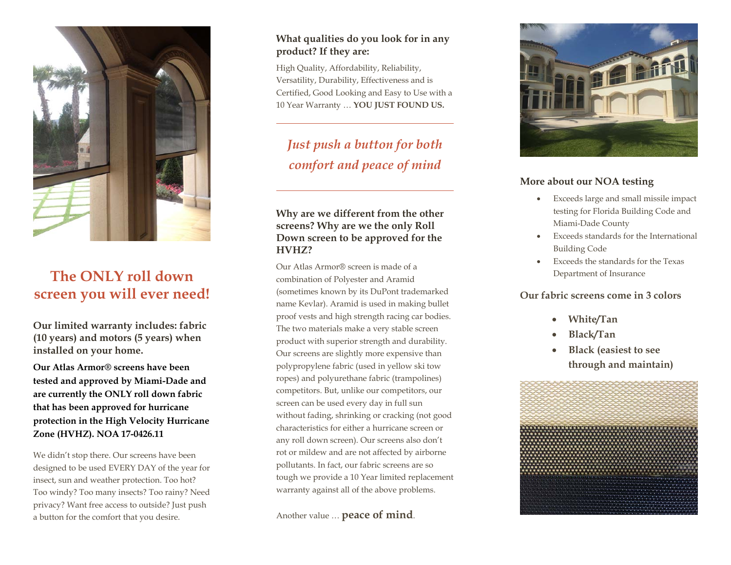## The ONLY roll down screen you will ever need!

**Our limited warranty includes: fabric (10 years) and motors (5 years) when installed on your home.**

**Our Atlas Armor® screens have been tested and approved by Miami-Dade and are currently the ONLY roll down fabric that has been approved for hurricane protection in the High Velocity Hurricane Zone (HVHZ). NOA 17-0426.11**

We didn't stop there. Our screens have been designed to be used EVERY DAY of the year for insect, sun and weather protection. Too hot? Too windy? Too many insects? Too rainy? Need privacy? Want free access to outside? Just push a button for the comfort that you desire.

### What qualities do you look for in any product? If they are:

High Quality, Affordability, Reliability, Versatility, Durability, Effectiveness and is Certified, Good Looking and Easy to Use with a 10 Year Warranty … **YOU JUST FOUND US.**

---

*Just push a button for both comfort and peace of mind*

---

### Why are we different from the other screens? Why are we the only Roll Down screen to be approved for the HVHZ?

Our Atlas Armor® screen is made of a combination of Polyester and Aramid (sometimes known by its DuPont trademarked name Kevlar). Aramid is used in making bullet proof vests and high strength racing car bodies. The two materials make a very stable screen product with superior strength and durability. Our screens are slightly more expensive than polypropylene fabric (used in yellow ski tow ropes) and polyurethane fabric (trampolines) competitors. But, unlike our competitors, our screen can be used every day in full sun without fading, shrinking or cracking (not good characteristics for either a hurricane screen or any roll down screen). Our screens also don't rot or mildew and are not affected by airborne pollutants. In fact, our fabric screens are so tough we provide a 10 Year limited replacement warranty against all of the above problems.

Another value … **peace of mind**.

### More about our NOA testing

- Exceeds large and small missile impact testing for Florida Building Code and Miami-Dade County
- Exceeds standards for the International Building Code
- Exceeds the standards for the Texas Department of Insurance

### Our fabric screens come in 3 colors

- **White/Tan**
- **Black/Tan**
- **Black (easiest to see through and maintain)**